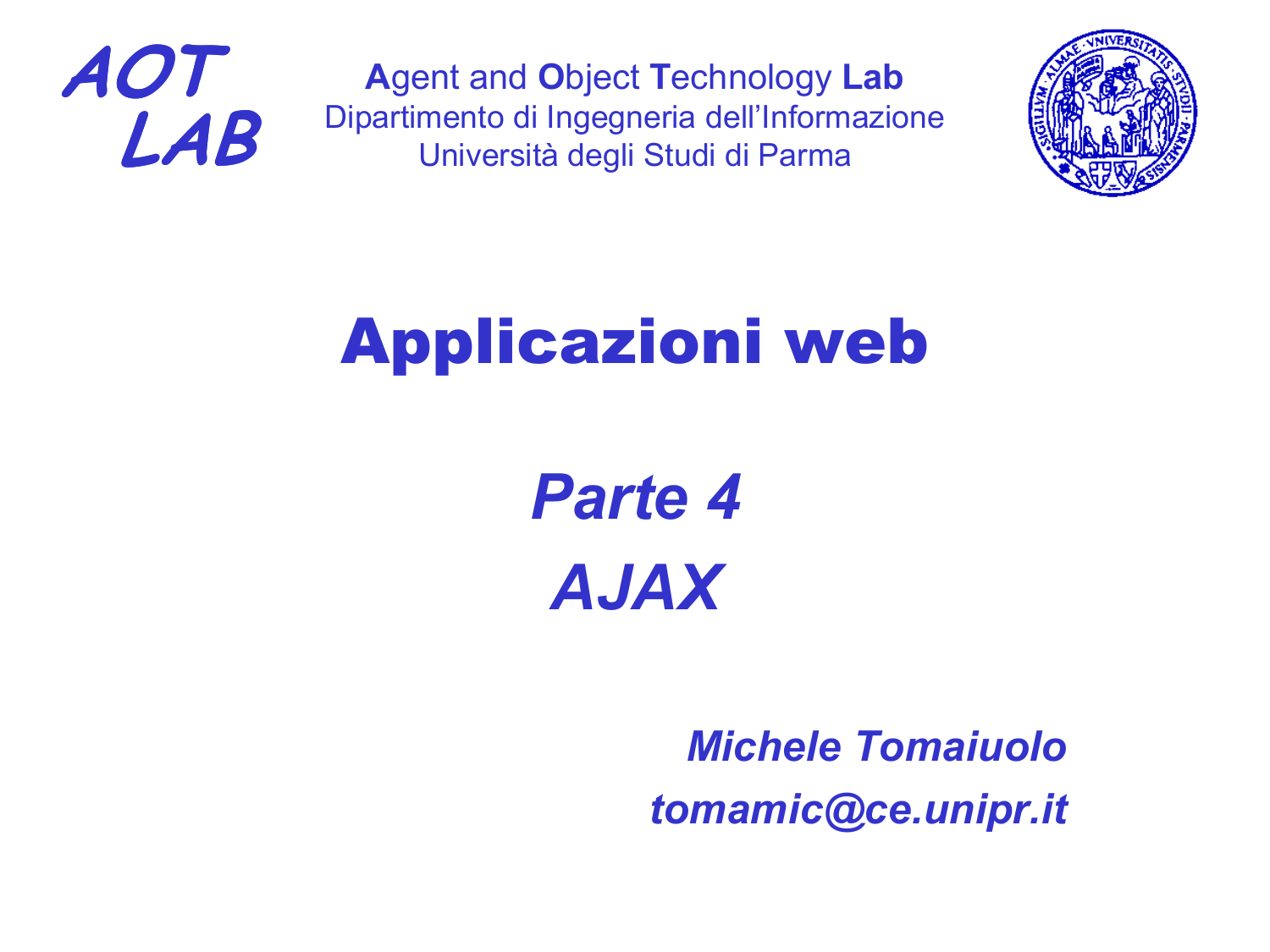AOT LAB

**A**gent and **O**bject **T**echnology **Lab**
Dipartimento di Ingegneria dell'Informazione
Università degli Studi di Parma

# Applicazioni web

## *Parte 4*
## *AJAX*

***Michele Tomaiuolo***

***tomamic@ce.unipr.it***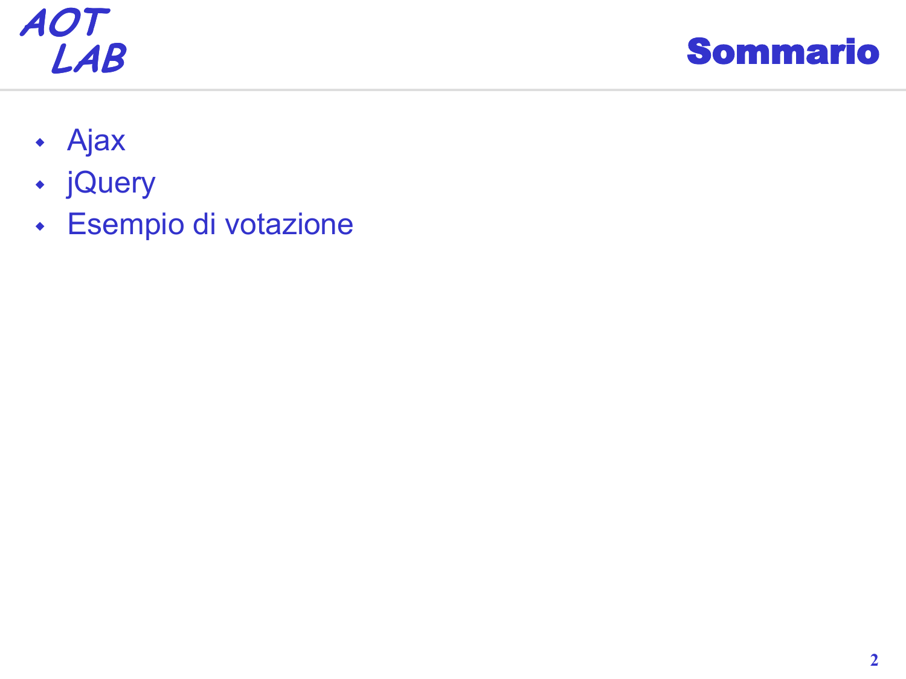# Sommario

- Ajax
- jQuery
- Esempio di votazione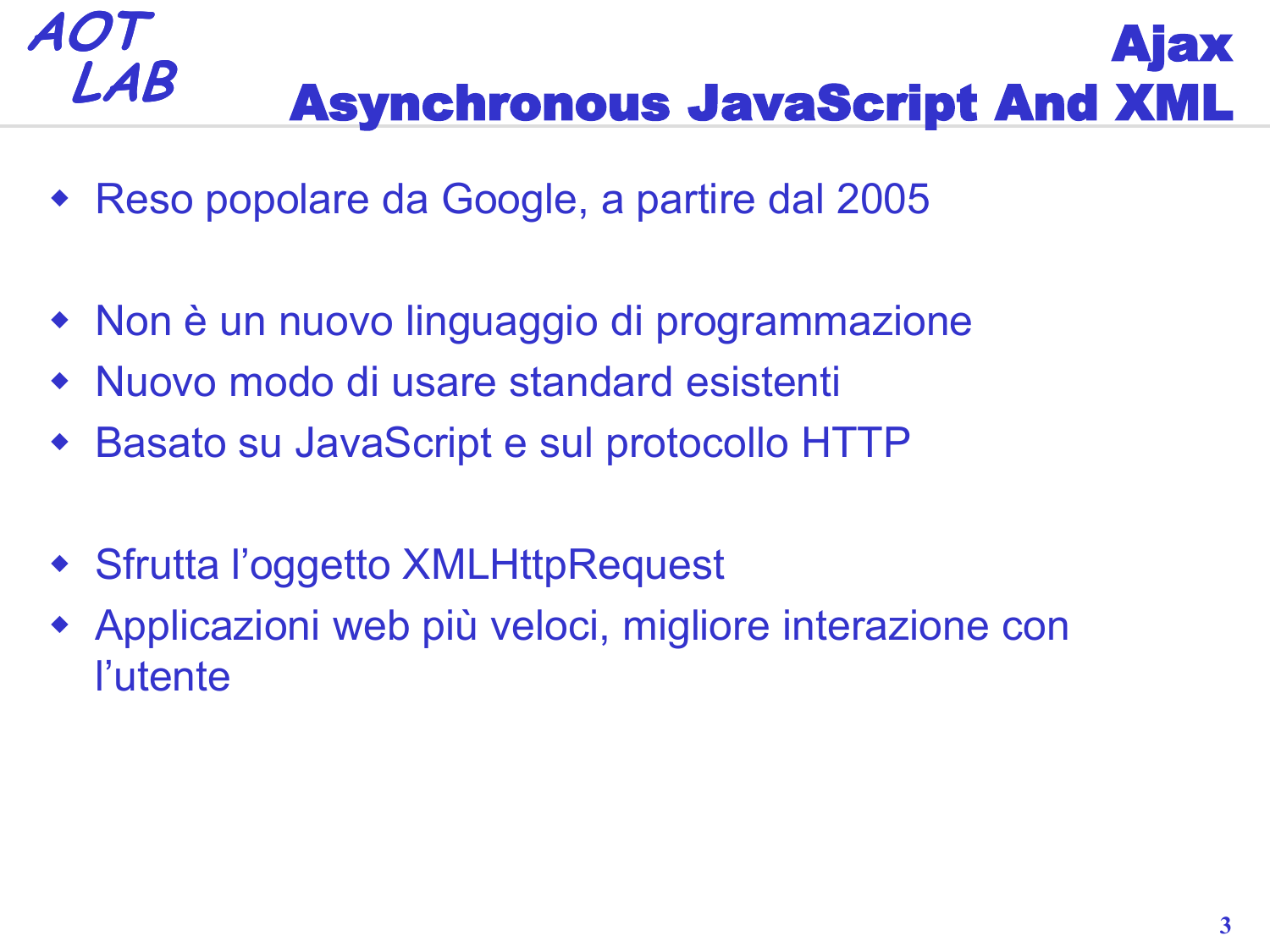# Ajax
## Asynchronous JavaScript And XML

- Reso popolare da Google, a partire dal 2005

- Non è un nuovo linguaggio di programmazione
- Nuovo modo di usare standard esistenti
- Basato su JavaScript e sul protocollo HTTP

- Sfrutta l’oggetto XMLHttpRequest
- Applicazioni web più veloci, migliore interazione con l’utente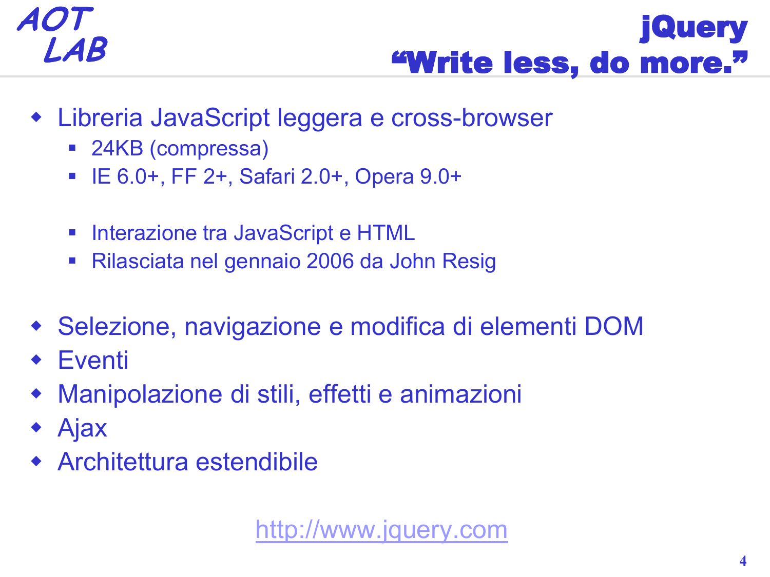# jQuery
## "Write less, do more."

- Libreria JavaScript leggera e cross-browser
  - 24KB (compressa)
  - IE 6.0+, FF 2+, Safari 2.0+, Opera 9.0+

  - Interazione tra JavaScript e HTML
  - Rilasciata nel gennaio 2006 da John Resig

- Selezione, navigazione e modifica di elementi DOM
- Eventi
- Manipolazione di stili, effetti e animazioni
- Ajax
- Architettura estendibile

http://www.jquery.com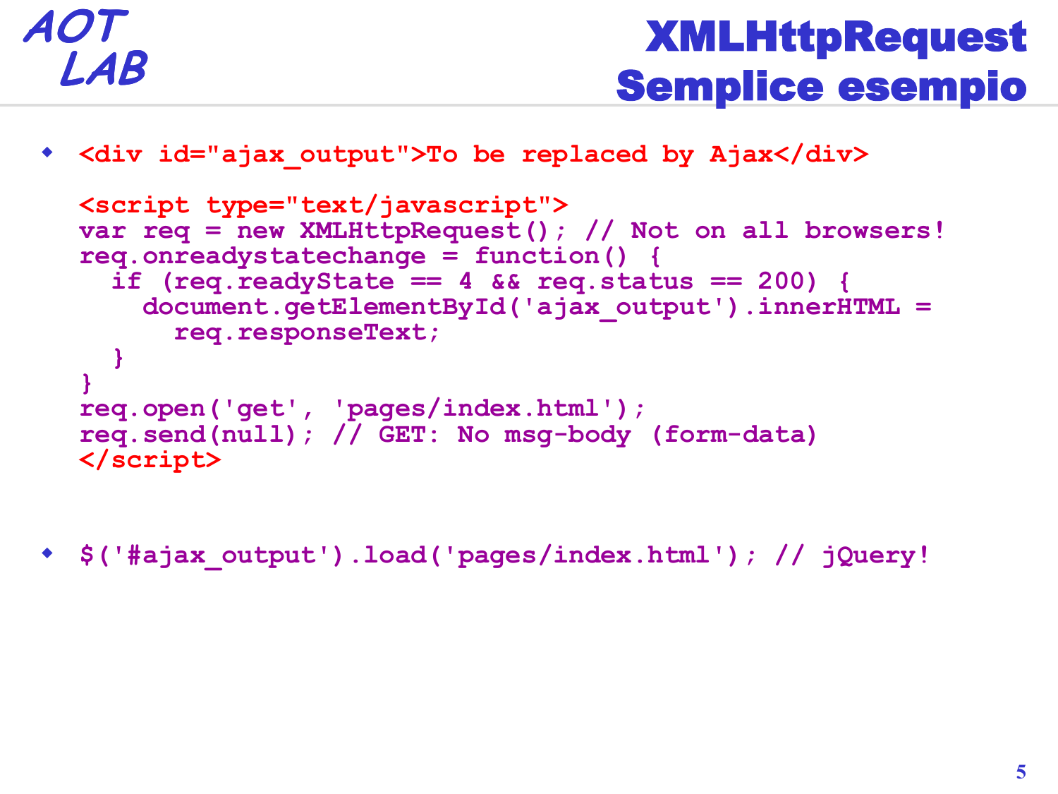# XMLHttpRequest
## Semplice esempio

- ```
  <div id="ajax_output">To be replaced by Ajax</div>

  <script type="text/javascript">
  var req = new XMLHttpRequest(); // Not on all browsers!
  req.onreadystatechange = function() {
    if (req.readyState == 4 && req.status == 200) {
      document.getElementById('ajax_output').innerHTML =
        req.responseText;
    }
  }
  req.open('get', 'pages/index.html');
  req.send(null); // GET: No msg-body (form-data)
  </script>
  ```

- ```
  $('#ajax_output').load('pages/index.html'); // jQuery!
  ```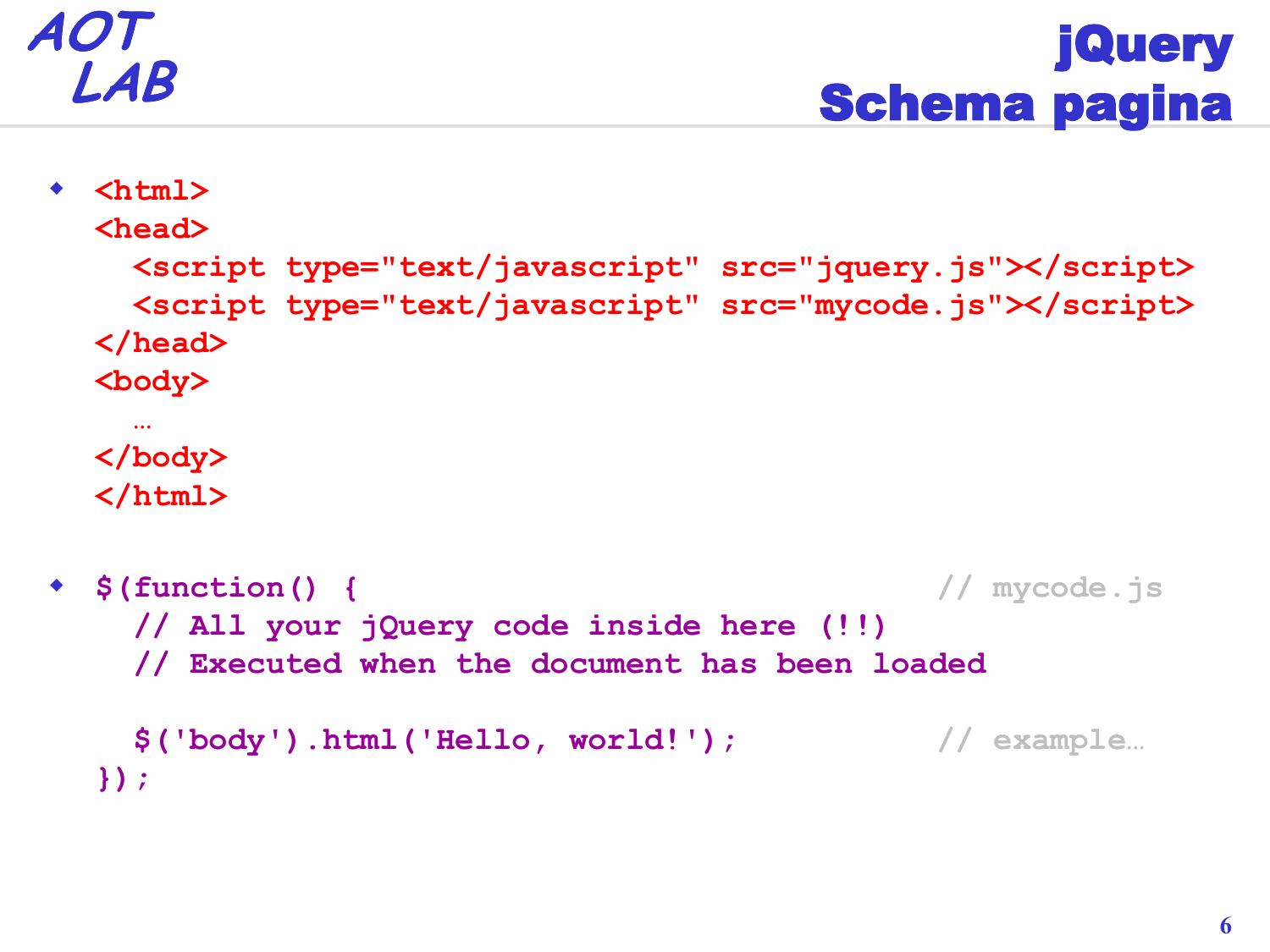# jQuery Schema pagina

- ```html
  <html>
  <head>
    <script type="text/javascript" src="jquery.js"></script>
    <script type="text/javascript" src="mycode.js"></script>
  </head>
  <body>
    …
  </body>
  </html>
  ```

- ```javascript
  $(function() {                                    // mycode.js
    // All your jQuery code inside here (!!)
    // Executed when the document has been loaded

    $('body').html('Hello, world!');                // example…
  });
  ```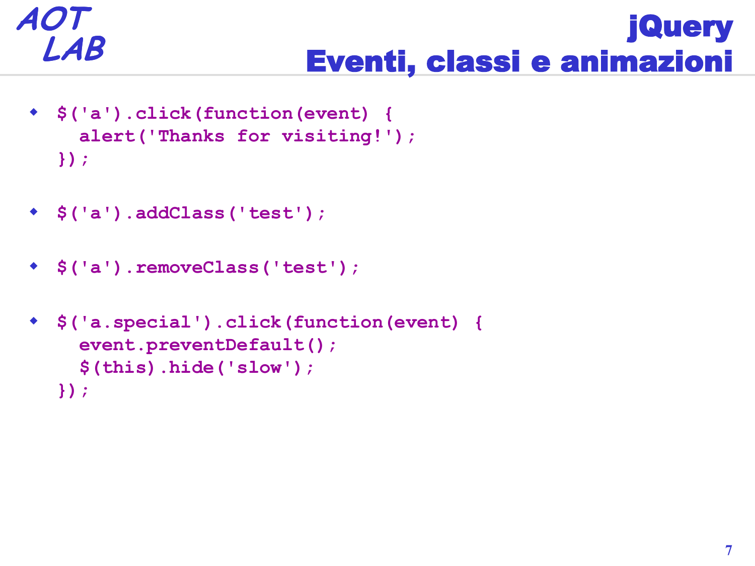# jQuery Eventi, classi e animazioni

- ```
  $('a').click(function(event) {
    alert('Thanks for visiting!');
  });
  ```

- ```
  $('a').addClass('test');
  ```

- ```
  $('a').removeClass('test');
  ```

- ```
  $('a.special').click(function(event) {
    event.preventDefault();
    $(this).hide('slow');
  });
  ```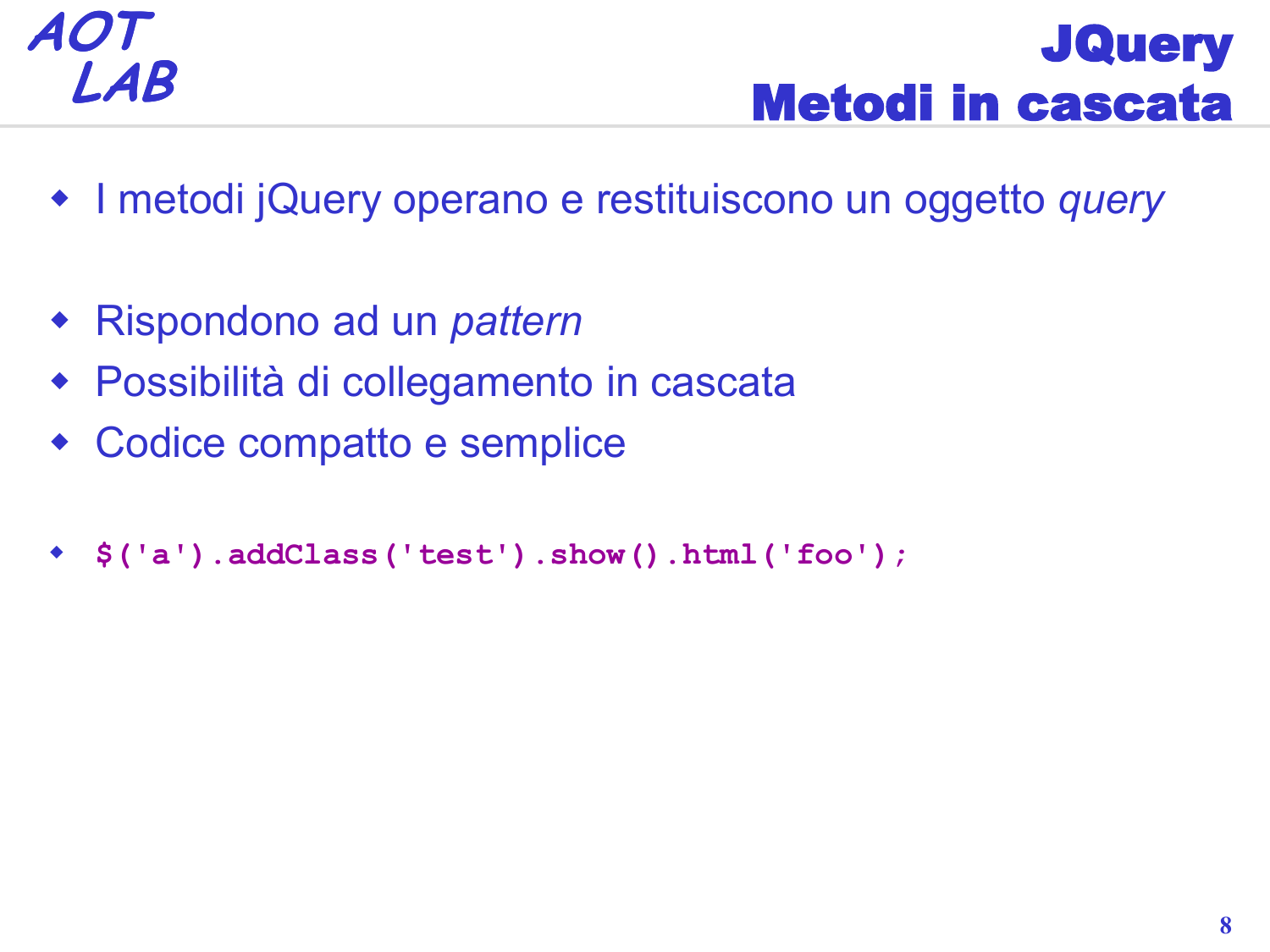# JQuery Metodi in cascata

- I metodi jQuery operano e restituiscono un oggetto *query*

- Rispondono ad un *pattern*
- Possibilità di collegamento in cascata
- Codice compatto e semplice

- `$('a').addClass('test').show().html('foo');`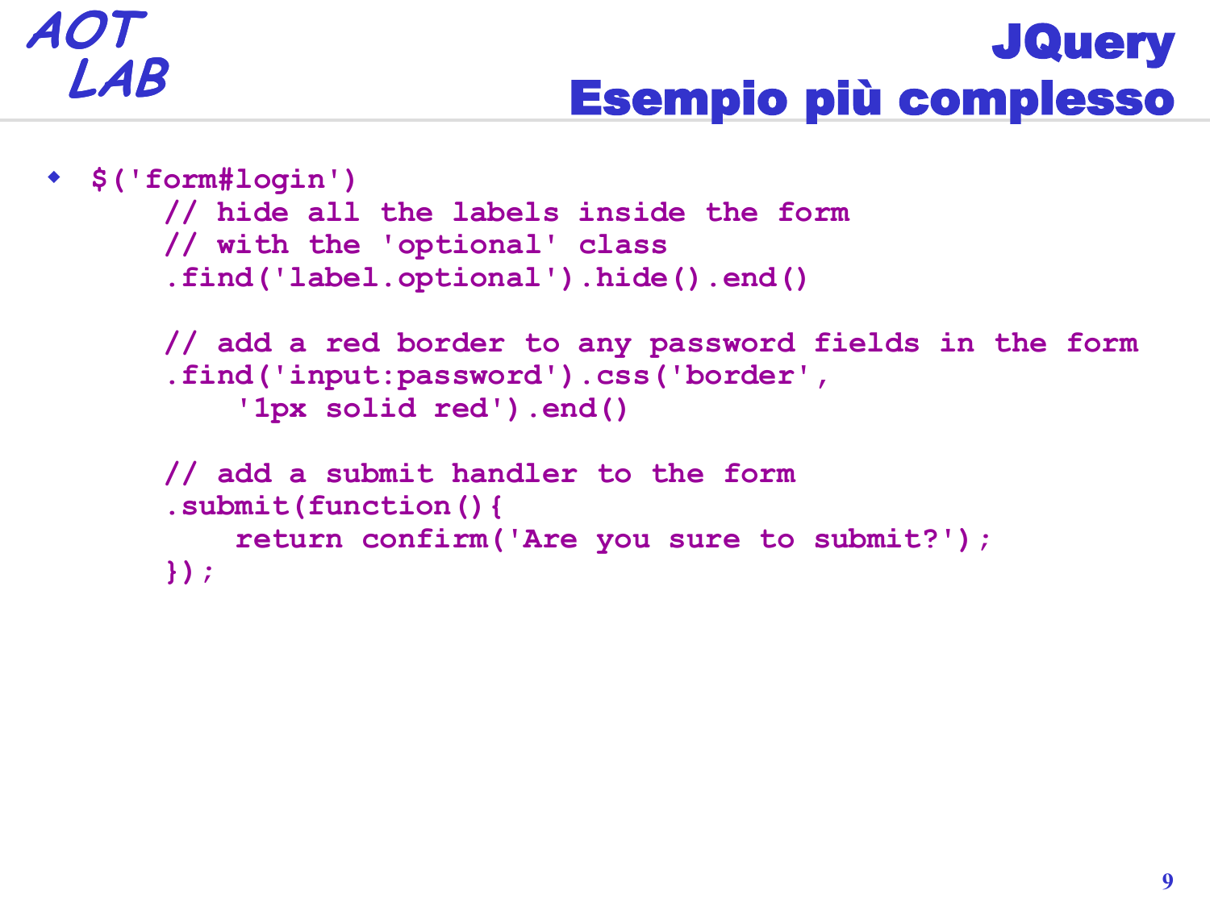# JQuery
## Esempio più complesso

- ```
  $('form#login')
      // hide all the labels inside the form
      // with the 'optional' class
      .find('label.optional').hide().end()

      // add a red border to any password fields in the form
      .find('input:password').css('border',
          '1px solid red').end()

      // add a submit handler to the form
      .submit(function(){
          return confirm('Are you sure to submit?');
      });
  ```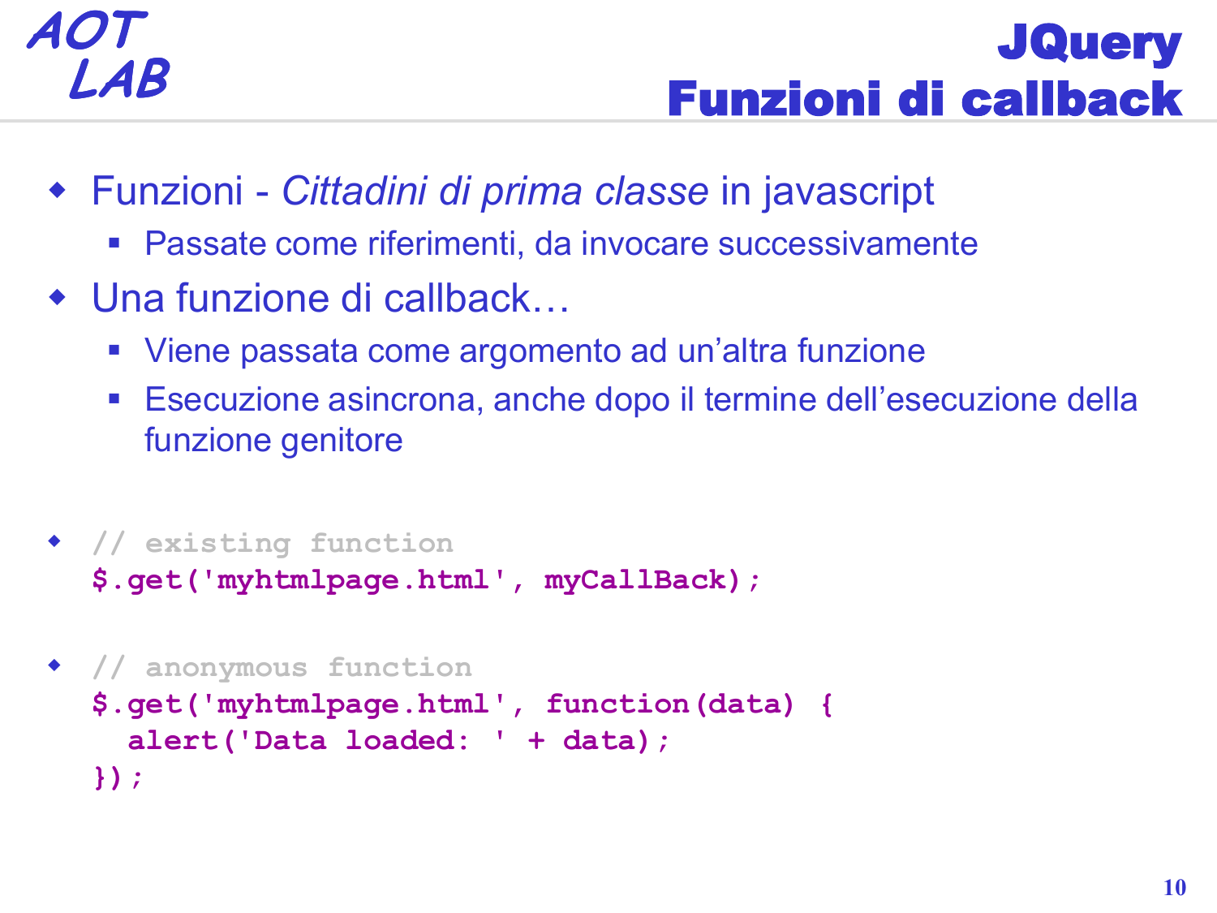AOT LAB

# JQuery
## Funzioni di callback

- Funzioni - *Cittadini di prima classe* in javascript
  - Passate come riferimenti, da invocare successivamente
- Una funzione di callback…
  - Viene passata come argomento ad un'altra funzione
  - Esecuzione asincrona, anche dopo il termine dell'esecuzione della funzione genitore

-
```
// existing function
$.get('myhtmlpage.html', myCallBack);
```

-
```
// anonymous function
$.get('myhtmlpage.html', function(data) {
  alert('Data loaded: ' + data);
});
```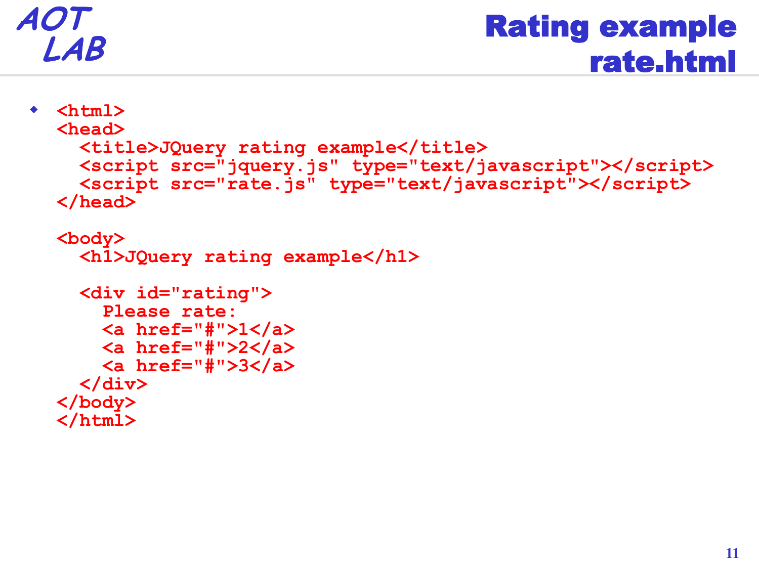# Rating example rate.html

```html
<html>
<head>
  <title>JQuery rating example</title>
  <script src="jquery.js" type="text/javascript"></script>
  <script src="rate.js" type="text/javascript"></script>
</head>

<body>
  <h1>JQuery rating example</h1>

  <div id="rating">
    Please rate:
    <a href="#">1</a>
    <a href="#">2</a>
    <a href="#">3</a>
  </div>
</body>
</html>
```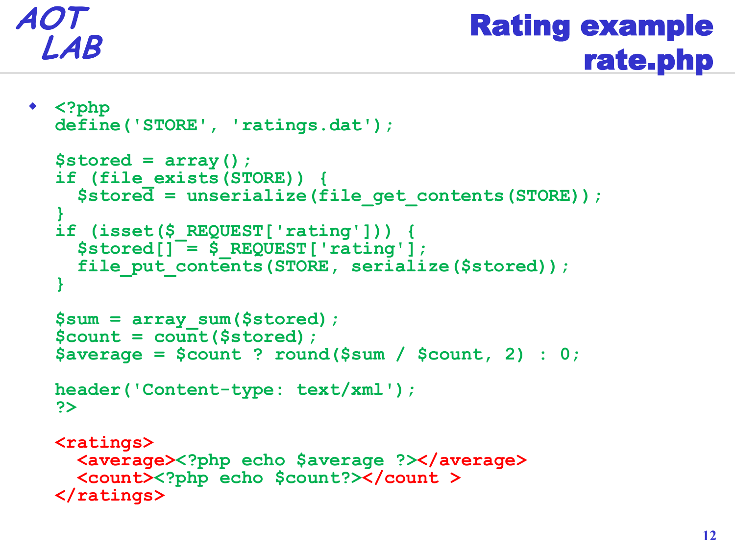# Rating example rate.php

```php
<?php
define('STORE', 'ratings.dat');

$stored = array();
if (file_exists(STORE)) {
  $stored = unserialize(file_get_contents(STORE));
}
if (isset($_REQUEST['rating'])) {
  $stored[] = $_REQUEST['rating'];
  file_put_contents(STORE, serialize($stored));
}

$sum = array_sum($stored);
$count = count($stored);
$average = $count ? round($sum / $count, 2) : 0;

header('Content-type: text/xml');
?>

<ratings>
  <average><?php echo $average ?></average>
  <count><?php echo $count?></count >
</ratings>
```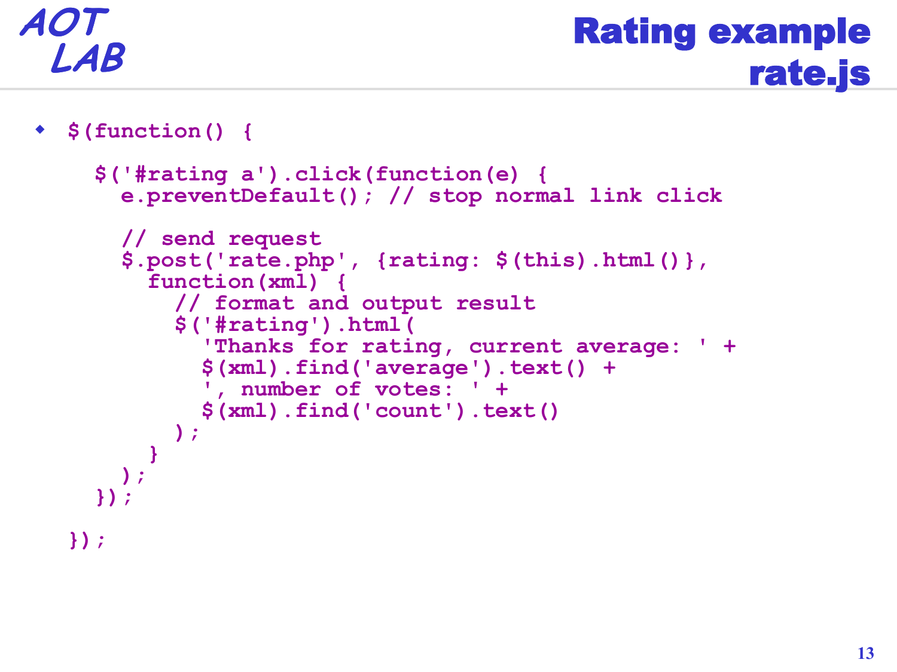# Rating example rate.js

```
$(function() {

  $('#rating a').click(function(e) {
    e.preventDefault(); // stop normal link click

    // send request
    $.post('rate.php', {rating: $(this).html()},
      function(xml) {
        // format and output result
        $('#rating').html(
          'Thanks for rating, current average: ' +
          $(xml).find('average').text() +
          ', number of votes: ' +
          $(xml).find('count').text()
        );
      }
    );
  });

});
```